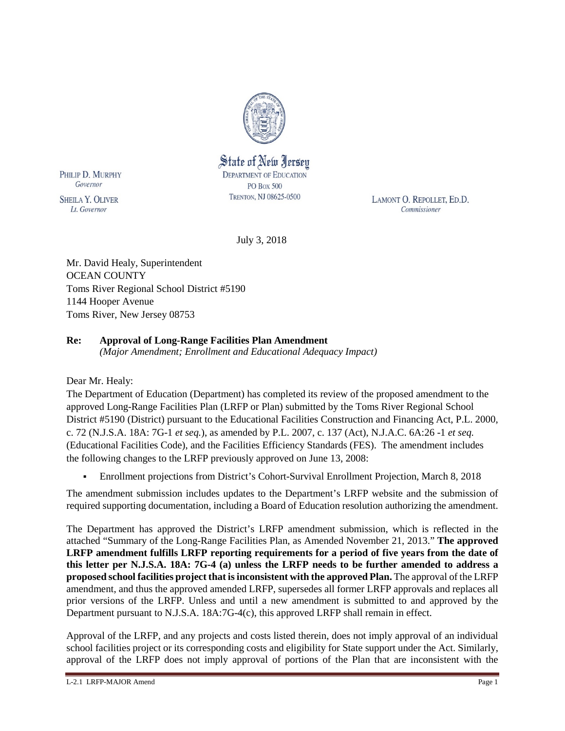State of New Jersey
DEPARTMENT OF EDUCATION
PO BOX 500
TRENTON, NJ 08625-0500

PHILIP D. MURPHY
*Governor*

SHEILA Y. OLIVER
*Lt. Governor*

LAMONT O. REPOLLET, ED.D.
*Commissioner*

July 3, 2018

Mr. David Healy, Superintendent
OCEAN COUNTY
Toms River Regional School District #5190
1144 Hooper Avenue
Toms River, New Jersey 08753

**Re: Approval of Long-Range Facilities Plan Amendment**
*(Major Amendment; Enrollment and Educational Adequacy Impact)*

Dear Mr. Healy:

The Department of Education (Department) has completed its review of the proposed amendment to the approved Long-Range Facilities Plan (LRFP or Plan) submitted by the Toms River Regional School District #5190 (District) pursuant to the Educational Facilities Construction and Financing Act, P.L. 2000, c. 72 (N.J.S.A. 18A: 7G-1 *et seq.*), as amended by P.L. 2007, c. 137 (Act), N.J.A.C. 6A:26 -1 *et seq.* (Educational Facilities Code), and the Facilities Efficiency Standards (FES). The amendment includes the following changes to the LRFP previously approved on June 13, 2008:

- Enrollment projections from District's Cohort-Survival Enrollment Projection, March 8, 2018

The amendment submission includes updates to the Department's LRFP website and the submission of required supporting documentation, including a Board of Education resolution authorizing the amendment.

The Department has approved the District's LRFP amendment submission, which is reflected in the attached "Summary of the Long-Range Facilities Plan, as Amended November 21, 2013." **The approved LRFP amendment fulfills LRFP reporting requirements for a period of five years from the date of this letter per N.J.S.A. 18A: 7G-4 (a) unless the LRFP needs to be further amended to address a proposed school facilities project that is inconsistent with the approved Plan.** The approval of the LRFP amendment, and thus the approved amended LRFP, supersedes all former LRFP approvals and replaces all prior versions of the LRFP. Unless and until a new amendment is submitted to and approved by the Department pursuant to N.J.S.A. 18A:7G-4(c), this approved LRFP shall remain in effect.

Approval of the LRFP, and any projects and costs listed therein, does not imply approval of an individual school facilities project or its corresponding costs and eligibility for State support under the Act. Similarly, approval of the LRFP does not imply approval of portions of the Plan that are inconsistent with the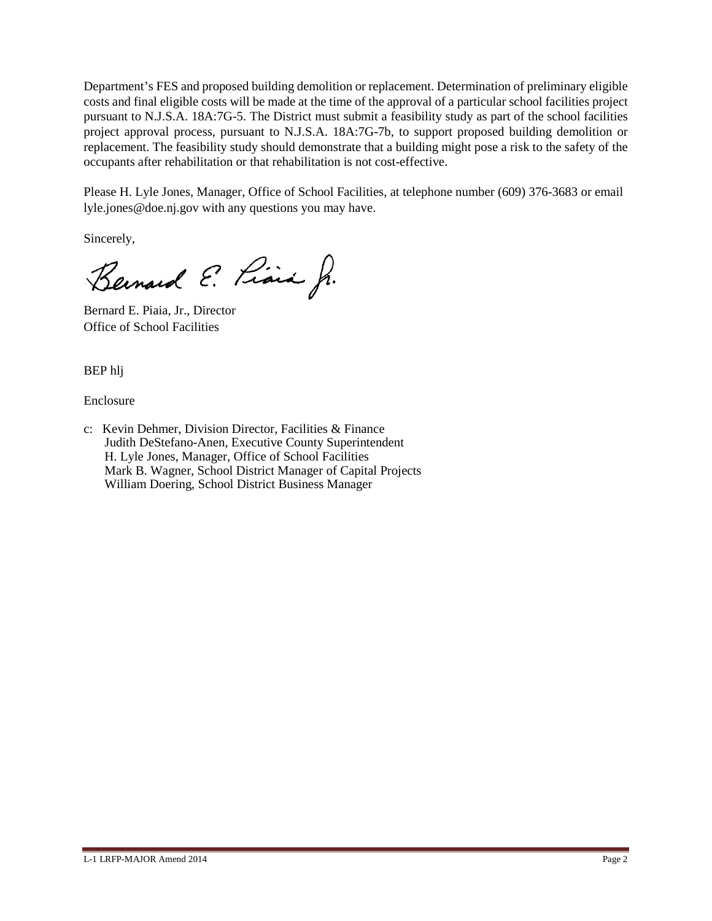Department's FES and proposed building demolition or replacement. Determination of preliminary eligible costs and final eligible costs will be made at the time of the approval of a particular school facilities project pursuant to N.J.S.A. 18A:7G-5. The District must submit a feasibility study as part of the school facilities project approval process, pursuant to N.J.S.A. 18A:7G-7b, to support proposed building demolition or replacement. The feasibility study should demonstrate that a building might pose a risk to the safety of the occupants after rehabilitation or that rehabilitation is not cost-effective.

Please H. Lyle Jones, Manager, Office of School Facilities, at telephone number (609) 376-3683 or email lyle.jones@doe.nj.gov with any questions you may have.

Sincerely,

Bernard E. Piaia, Jr.

Bernard E. Piaia, Jr., Director
Office of School Facilities

BEP hlj

Enclosure

c: Kevin Dehmer, Division Director, Facilities & Finance
Judith DeStefano-Anen, Executive County Superintendent
H. Lyle Jones, Manager, Office of School Facilities
Mark B. Wagner, School District Manager of Capital Projects
William Doering, School District Business Manager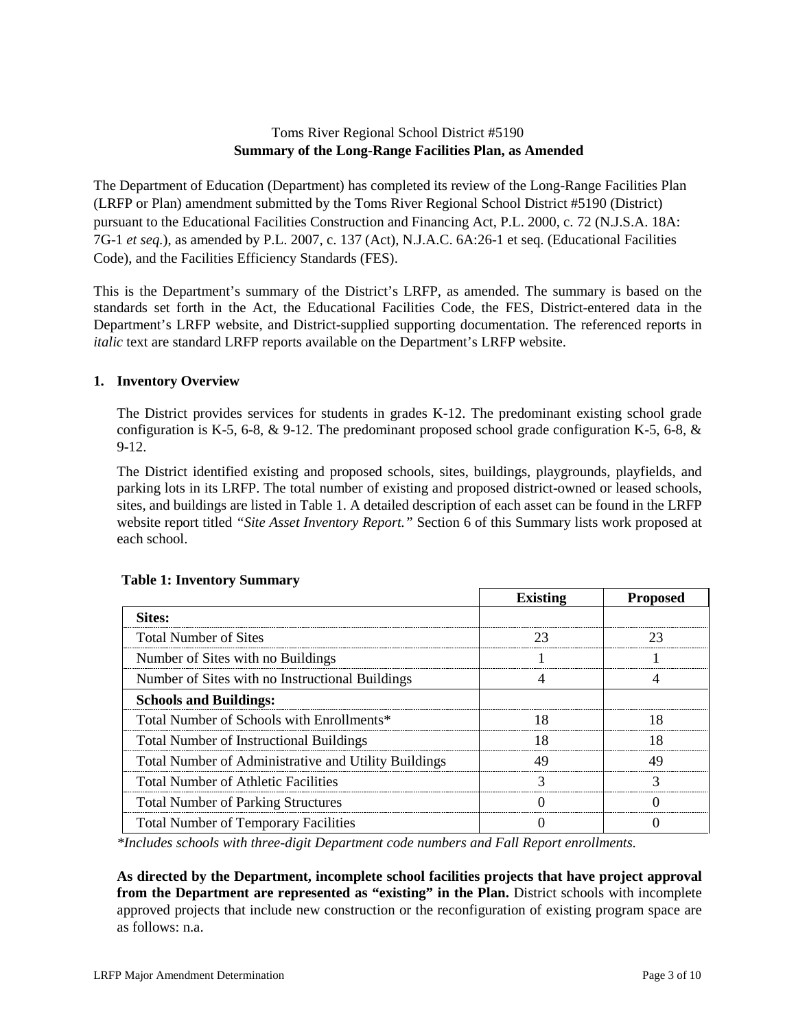Toms River Regional School District #5190
**Summary of the Long-Range Facilities Plan, as Amended**

The Department of Education (Department) has completed its review of the Long-Range Facilities Plan (LRFP or Plan) amendment submitted by the Toms River Regional School District #5190 (District) pursuant to the Educational Facilities Construction and Financing Act, P.L. 2000, c. 72 (N.J.S.A. 18A: 7G-1 *et seq.*), as amended by P.L. 2007, c. 137 (Act), N.J.A.C. 6A:26-1 et seq. (Educational Facilities Code), and the Facilities Efficiency Standards (FES).

This is the Department's summary of the District's LRFP, as amended. The summary is based on the standards set forth in the Act, the Educational Facilities Code, the FES, District-entered data in the Department's LRFP website, and District-supplied supporting documentation. The referenced reports in *italic* text are standard LRFP reports available on the Department's LRFP website.

## 1. Inventory Overview

The District provides services for students in grades K-12. The predominant existing school grade configuration is K-5, 6-8, & 9-12. The predominant proposed school grade configuration K-5, 6-8, & 9-12.

The District identified existing and proposed schools, sites, buildings, playgrounds, playfields, and parking lots in its LRFP. The total number of existing and proposed district-owned or leased schools, sites, and buildings are listed in Table 1. A detailed description of each asset can be found in the LRFP website report titled *"Site Asset Inventory Report."* Section 6 of this Summary lists work proposed at each school.

**Table 1: Inventory Summary**

| | Existing | Proposed |
|---|---|---|
| **Sites:** | | |
| Total Number of Sites | 23 | 23 |
| Number of Sites with no Buildings | 1 | 1 |
| Number of Sites with no Instructional Buildings | 4 | 4 |
| **Schools and Buildings:** | | |
| Total Number of Schools with Enrollments* | 18 | 18 |
| Total Number of Instructional Buildings | 18 | 18 |
| Total Number of Administrative and Utility Buildings | 49 | 49 |
| Total Number of Athletic Facilities | 3 | 3 |
| Total Number of Parking Structures | 0 | 0 |
| Total Number of Temporary Facilities | 0 | 0 |

*\*Includes schools with three-digit Department code numbers and Fall Report enrollments.*

**As directed by the Department, incomplete school facilities projects that have project approval from the Department are represented as "existing" in the Plan.** District schools with incomplete approved projects that include new construction or the reconfiguration of existing program space are as follows: n.a.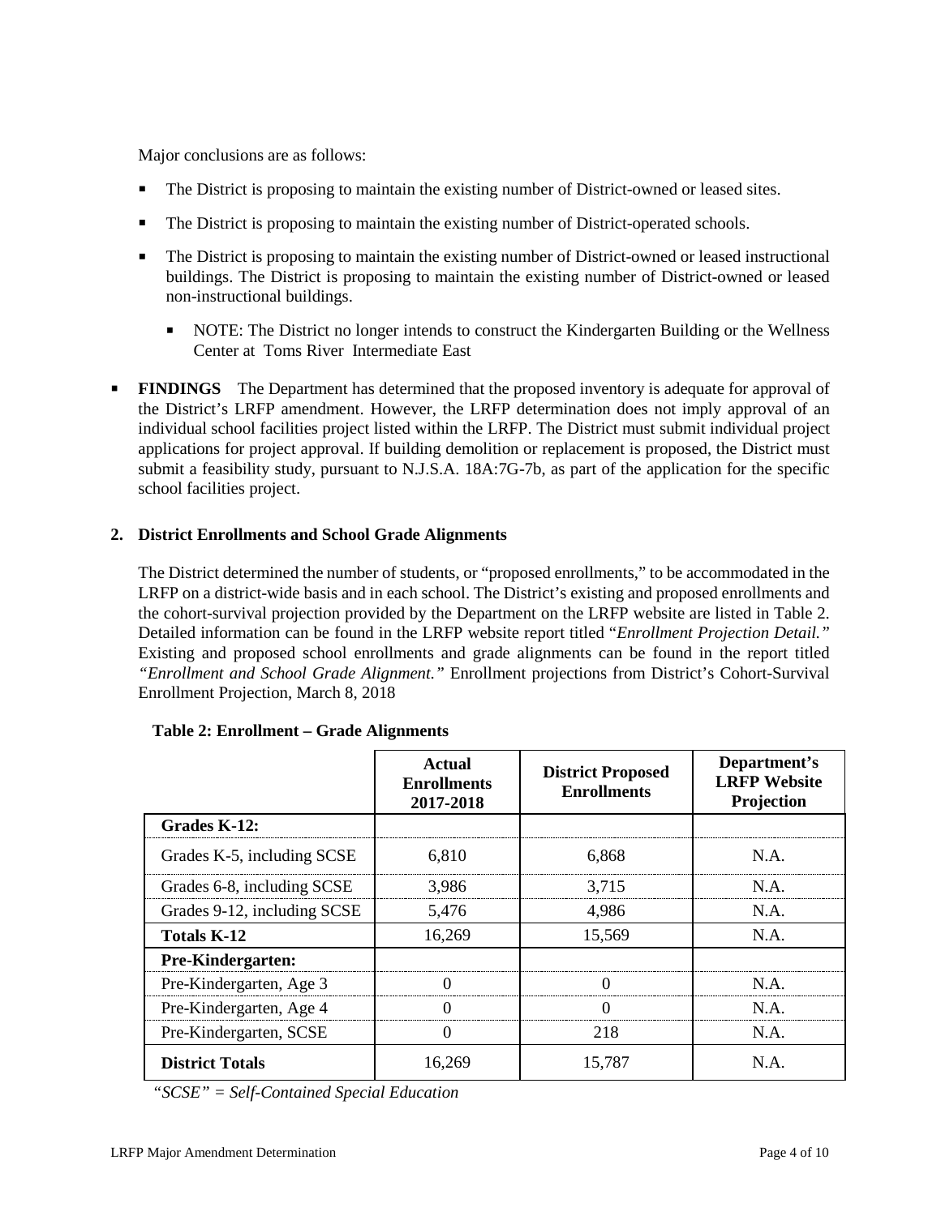Major conclusions are as follows:

- The District is proposing to maintain the existing number of District-owned or leased sites.
- The District is proposing to maintain the existing number of District-operated schools.
- The District is proposing to maintain the existing number of District-owned or leased instructional buildings. The District is proposing to maintain the existing number of District-owned or leased non-instructional buildings.
  - NOTE: The District no longer intends to construct the Kindergarten Building or the Wellness Center at Toms River Intermediate East

- **FINDINGS** The Department has determined that the proposed inventory is adequate for approval of the District's LRFP amendment. However, the LRFP determination does not imply approval of an individual school facilities project listed within the LRFP. The District must submit individual project applications for project approval. If building demolition or replacement is proposed, the District must submit a feasibility study, pursuant to N.J.S.A. 18A:7G-7b, as part of the application for the specific school facilities project.

## 2. District Enrollments and School Grade Alignments

The District determined the number of students, or "proposed enrollments," to be accommodated in the LRFP on a district-wide basis and in each school. The District's existing and proposed enrollments and the cohort-survival projection provided by the Department on the LRFP website are listed in Table 2. Detailed information can be found in the LRFP website report titled "*Enrollment Projection Detail.*" Existing and proposed school enrollments and grade alignments can be found in the report titled *"Enrollment and School Grade Alignment."* Enrollment projections from District's Cohort-Survival Enrollment Projection, March 8, 2018

**Table 2: Enrollment – Grade Alignments**

| | Actual Enrollments 2017-2018 | District Proposed Enrollments | Department's LRFP Website Projection |
|---|---|---|---|
| **Grades K-12:** | | | |
| Grades K-5, including SCSE | 6,810 | 6,868 | N.A. |
| Grades 6-8, including SCSE | 3,986 | 3,715 | N.A. |
| Grades 9-12, including SCSE | 5,476 | 4,986 | N.A. |
| **Totals K-12** | 16,269 | 15,569 | N.A. |
| **Pre-Kindergarten:** | | | |
| Pre-Kindergarten, Age 3 | 0 | 0 | N.A. |
| Pre-Kindergarten, Age 4 | 0 | 0 | N.A. |
| Pre-Kindergarten, SCSE | 0 | 218 | N.A. |
| **District Totals** | 16,269 | 15,787 | N.A. |

*"SCSE" = Self-Contained Special Education*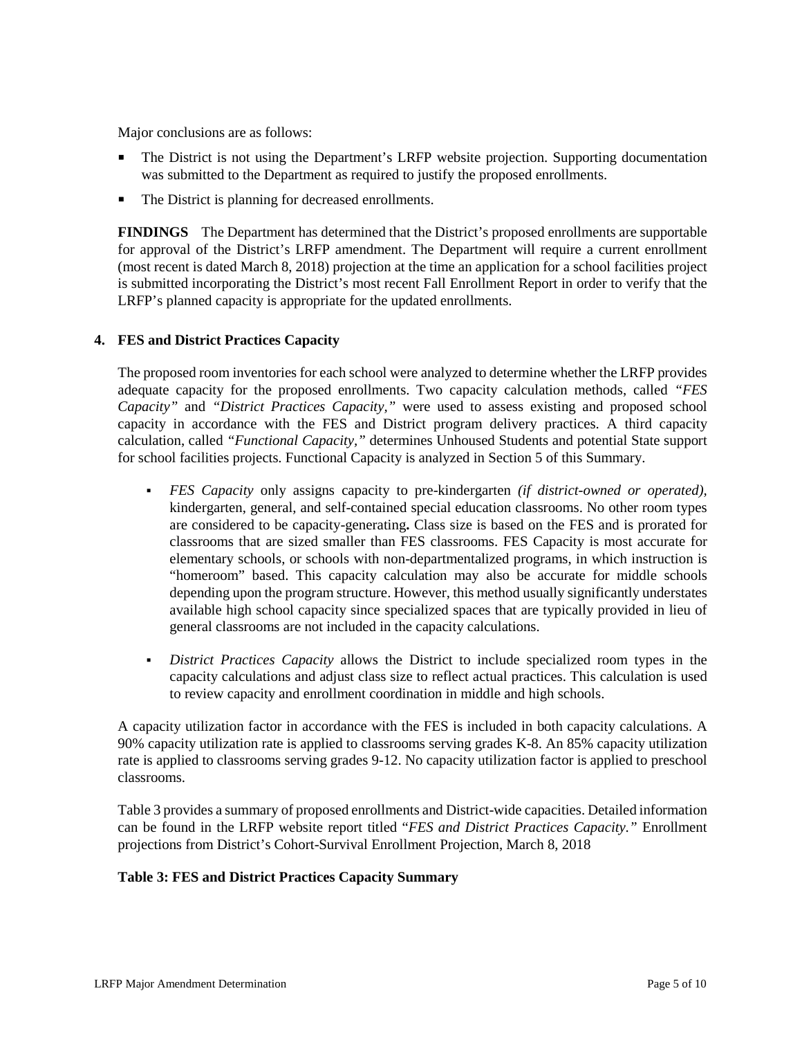Major conclusions are as follows:

- The District is not using the Department's LRFP website projection. Supporting documentation was submitted to the Department as required to justify the proposed enrollments.
- The District is planning for decreased enrollments.

**FINDINGS** The Department has determined that the District's proposed enrollments are supportable for approval of the District's LRFP amendment. The Department will require a current enrollment (most recent is dated March 8, 2018) projection at the time an application for a school facilities project is submitted incorporating the District's most recent Fall Enrollment Report in order to verify that the LRFP's planned capacity is appropriate for the updated enrollments.

**4. FES and District Practices Capacity**

The proposed room inventories for each school were analyzed to determine whether the LRFP provides adequate capacity for the proposed enrollments. Two capacity calculation methods, called *"FES Capacity"* and *"District Practices Capacity,"* were used to assess existing and proposed school capacity in accordance with the FES and District program delivery practices. A third capacity calculation, called *"Functional Capacity,"* determines Unhoused Students and potential State support for school facilities projects. Functional Capacity is analyzed in Section 5 of this Summary.

- *FES Capacity* only assigns capacity to pre-kindergarten *(if district-owned or operated),* kindergarten, general, and self-contained special education classrooms. No other room types are considered to be capacity-generating**.** Class size is based on the FES and is prorated for classrooms that are sized smaller than FES classrooms. FES Capacity is most accurate for elementary schools, or schools with non-departmentalized programs, in which instruction is "homeroom" based. This capacity calculation may also be accurate for middle schools depending upon the program structure. However, this method usually significantly understates available high school capacity since specialized spaces that are typically provided in lieu of general classrooms are not included in the capacity calculations.

- *District Practices Capacity* allows the District to include specialized room types in the capacity calculations and adjust class size to reflect actual practices. This calculation is used to review capacity and enrollment coordination in middle and high schools.

A capacity utilization factor in accordance with the FES is included in both capacity calculations. A 90% capacity utilization rate is applied to classrooms serving grades K-8. An 85% capacity utilization rate is applied to classrooms serving grades 9-12. No capacity utilization factor is applied to preschool classrooms.

Table 3 provides a summary of proposed enrollments and District-wide capacities. Detailed information can be found in the LRFP website report titled *"FES and District Practices Capacity."* Enrollment projections from District's Cohort-Survival Enrollment Projection, March 8, 2018

**Table 3: FES and District Practices Capacity Summary**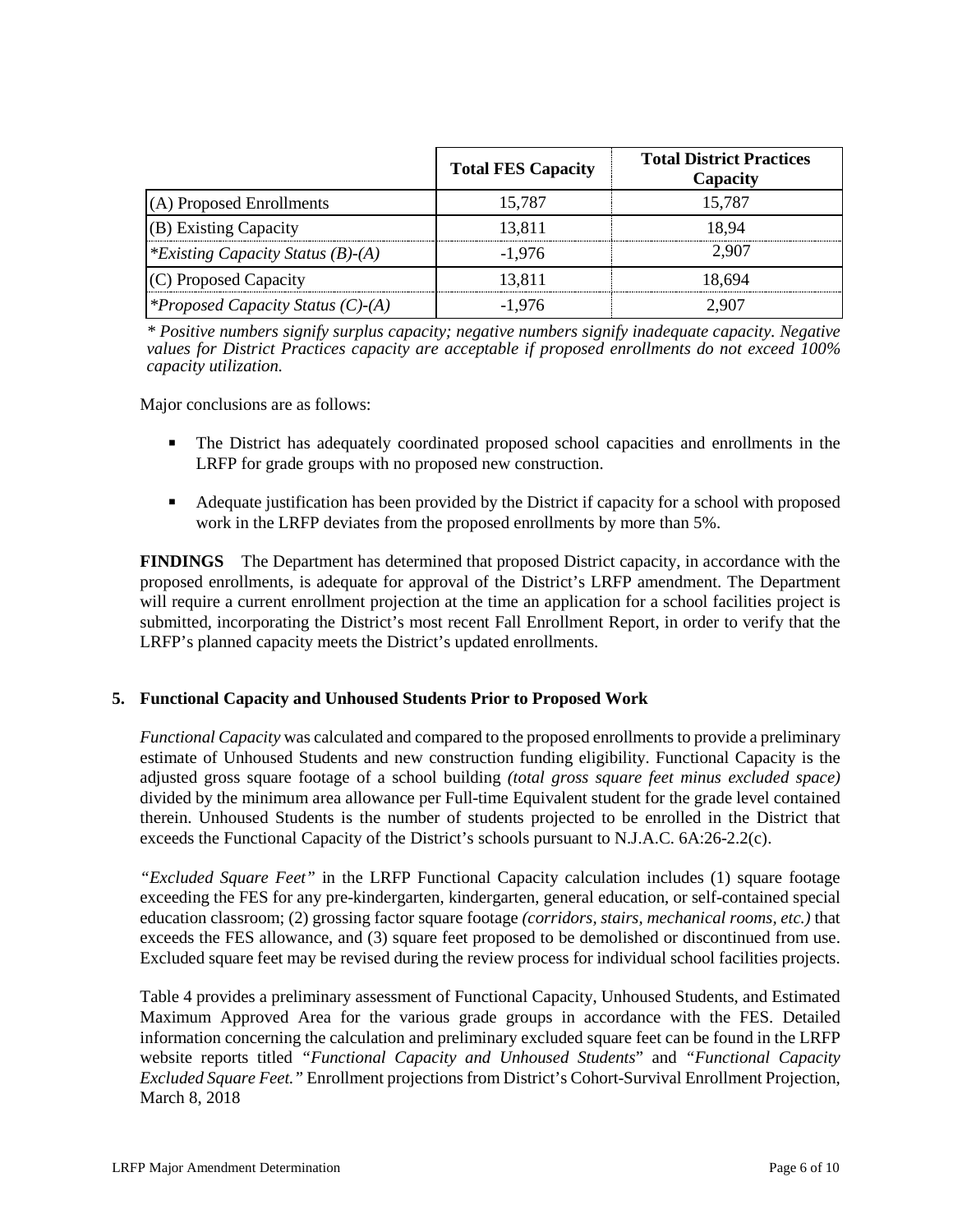| | Total FES Capacity | Total District Practices Capacity |
|---|---|---|
| (A) Proposed Enrollments | 15,787 | 15,787 |
| (B) Existing Capacity | 13,811 | 18,94 |
| *\*Existing Capacity Status (B)-(A)* | -1,976 | 2,907 |
| (C) Proposed Capacity | 13,811 | 18,694 |
| *\*Proposed Capacity Status (C)-(A)* | -1,976 | 2,907 |

*\* Positive numbers signify surplus capacity; negative numbers signify inadequate capacity. Negative values for District Practices capacity are acceptable if proposed enrollments do not exceed 100% capacity utilization.*

Major conclusions are as follows:

- The District has adequately coordinated proposed school capacities and enrollments in the LRFP for grade groups with no proposed new construction.
- Adequate justification has been provided by the District if capacity for a school with proposed work in the LRFP deviates from the proposed enrollments by more than 5%.

**FINDINGS** The Department has determined that proposed District capacity, in accordance with the proposed enrollments, is adequate for approval of the District's LRFP amendment. The Department will require a current enrollment projection at the time an application for a school facilities project is submitted, incorporating the District's most recent Fall Enrollment Report, in order to verify that the LRFP's planned capacity meets the District's updated enrollments.

### 5. Functional Capacity and Unhoused Students Prior to Proposed Work

*Functional Capacity* was calculated and compared to the proposed enrollments to provide a preliminary estimate of Unhoused Students and new construction funding eligibility. Functional Capacity is the adjusted gross square footage of a school building *(total gross square feet minus excluded space)* divided by the minimum area allowance per Full-time Equivalent student for the grade level contained therein. Unhoused Students is the number of students projected to be enrolled in the District that exceeds the Functional Capacity of the District's schools pursuant to N.J.A.C. 6A:26-2.2(c).

*"Excluded Square Feet"* in the LRFP Functional Capacity calculation includes (1) square footage exceeding the FES for any pre-kindergarten, kindergarten, general education, or self-contained special education classroom; (2) grossing factor square footage *(corridors, stairs, mechanical rooms, etc.)* that exceeds the FES allowance, and (3) square feet proposed to be demolished or discontinued from use. Excluded square feet may be revised during the review process for individual school facilities projects.

Table 4 provides a preliminary assessment of Functional Capacity, Unhoused Students, and Estimated Maximum Approved Area for the various grade groups in accordance with the FES. Detailed information concerning the calculation and preliminary excluded square feet can be found in the LRFP website reports titled "*Functional Capacity and Unhoused Students*" and "*Functional Capacity Excluded Square Feet.*" Enrollment projections from District's Cohort-Survival Enrollment Projection, March 8, 2018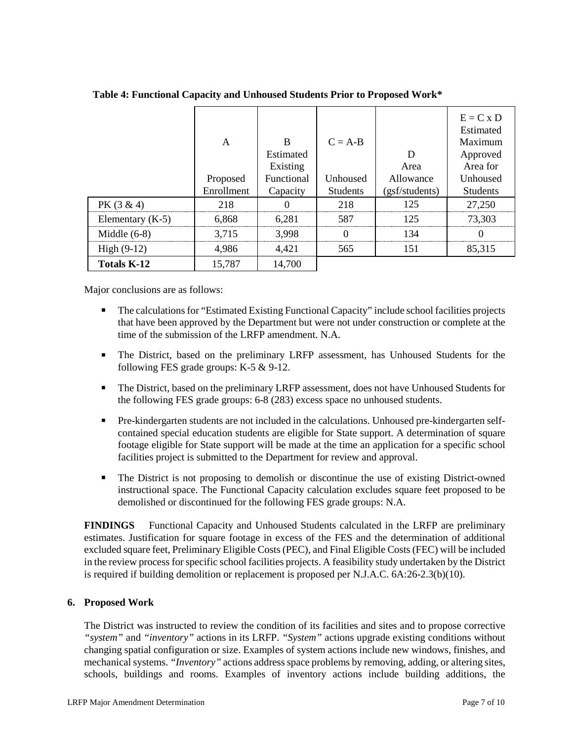**Table 4: Functional Capacity and Unhoused Students Prior to Proposed Work***

| | A<br>Proposed Enrollment | B<br>Estimated Existing Functional Capacity | C = A-B<br>Unhoused Students | D<br>Area Allowance (gsf/students) | E = C x D<br>Estimated Maximum Approved Area for Unhoused Students |
|---|---|---|---|---|---|
| PK (3 & 4) | 218 | 0 | 218 | 125 | 27,250 |
| Elementary (K-5) | 6,868 | 6,281 | 587 | 125 | 73,303 |
| Middle (6-8) | 3,715 | 3,998 | 0 | 134 | 0 |
| High (9-12) | 4,986 | 4,421 | 565 | 151 | 85,315 |
| **Totals K-12** | 15,787 | 14,700 | | | |

Major conclusions are as follows:

- The calculations for "Estimated Existing Functional Capacity" include school facilities projects that have been approved by the Department but were not under construction or complete at the time of the submission of the LRFP amendment. N.A.
- The District, based on the preliminary LRFP assessment, has Unhoused Students for the following FES grade groups: K-5 & 9-12.
- The District, based on the preliminary LRFP assessment, does not have Unhoused Students for the following FES grade groups: 6-8 (283) excess space no unhoused students.
- Pre-kindergarten students are not included in the calculations. Unhoused pre-kindergarten self-contained special education students are eligible for State support. A determination of square footage eligible for State support will be made at the time an application for a specific school facilities project is submitted to the Department for review and approval.
- The District is not proposing to demolish or discontinue the use of existing District-owned instructional space. The Functional Capacity calculation excludes square feet proposed to be demolished or discontinued for the following FES grade groups: N.A.

**FINDINGS** Functional Capacity and Unhoused Students calculated in the LRFP are preliminary estimates. Justification for square footage in excess of the FES and the determination of additional excluded square feet, Preliminary Eligible Costs (PEC), and Final Eligible Costs (FEC) will be included in the review process for specific school facilities projects. A feasibility study undertaken by the District is required if building demolition or replacement is proposed per N.J.A.C. 6A:26-2.3(b)(10).

## 6. Proposed Work

The District was instructed to review the condition of its facilities and sites and to propose corrective *"system"* and *"inventory"* actions in its LRFP. *"System"* actions upgrade existing conditions without changing spatial configuration or size. Examples of system actions include new windows, finishes, and mechanical systems. *"Inventory"* actions address space problems by removing, adding, or altering sites, schools, buildings and rooms. Examples of inventory actions include building additions, the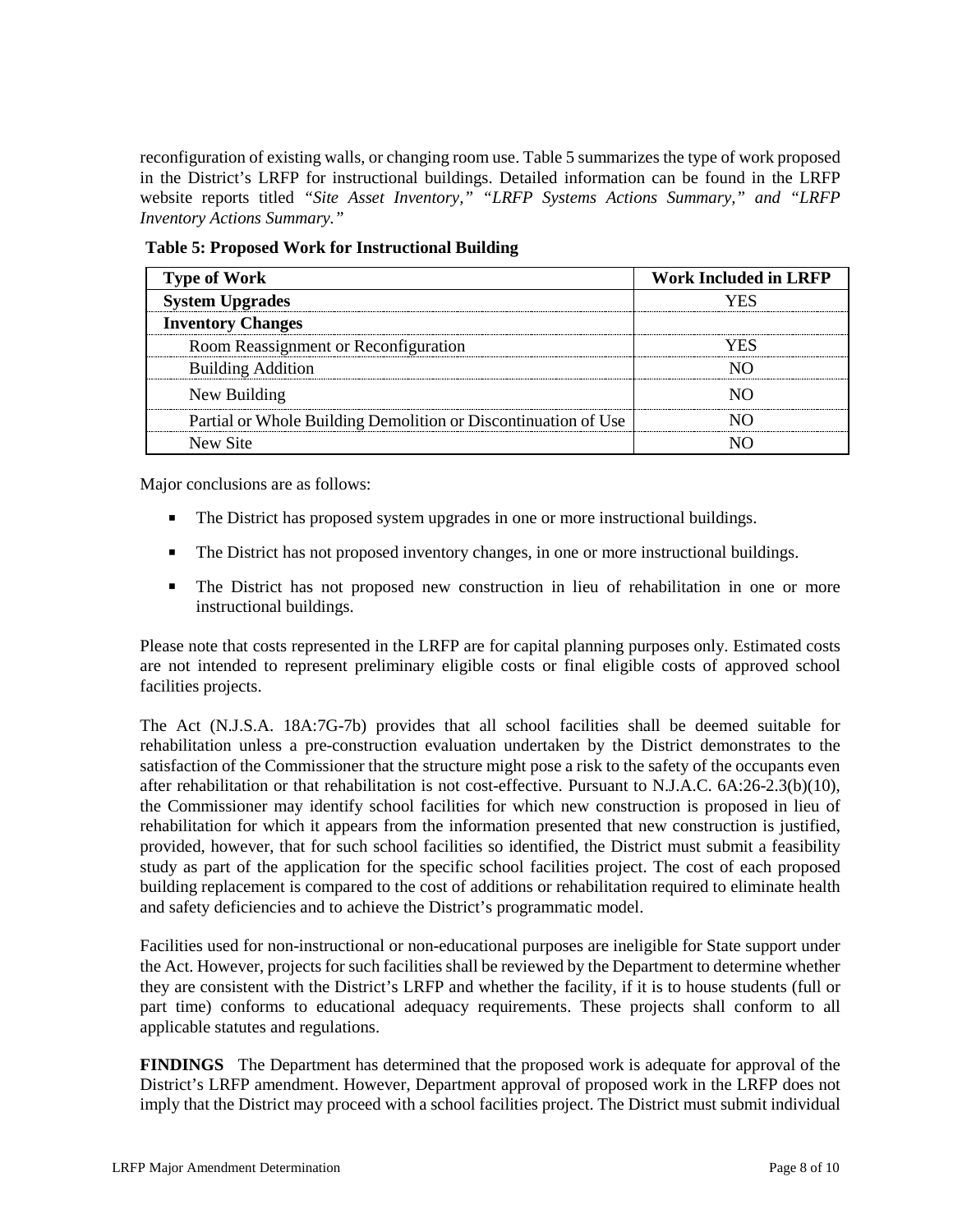reconfiguration of existing walls, or changing room use. Table 5 summarizes the type of work proposed in the District's LRFP for instructional buildings. Detailed information can be found in the LRFP website reports titled *"Site Asset Inventory," "LRFP Systems Actions Summary," and "LRFP Inventory Actions Summary."*

**Table 5: Proposed Work for Instructional Building**

| Type of Work | Work Included in LRFP |
|---|---|
| **System Upgrades** | YES |
| **Inventory Changes** | |
| Room Reassignment or Reconfiguration | YES |
| Building Addition | NO |
| New Building | NO |
| Partial or Whole Building Demolition or Discontinuation of Use | NO |
| New Site | NO |

Major conclusions are as follows:

- The District has proposed system upgrades in one or more instructional buildings.
- The District has not proposed inventory changes, in one or more instructional buildings.
- The District has not proposed new construction in lieu of rehabilitation in one or more instructional buildings.

Please note that costs represented in the LRFP are for capital planning purposes only. Estimated costs are not intended to represent preliminary eligible costs or final eligible costs of approved school facilities projects.

The Act (N.J.S.A. 18A:7G-7b) provides that all school facilities shall be deemed suitable for rehabilitation unless a pre-construction evaluation undertaken by the District demonstrates to the satisfaction of the Commissioner that the structure might pose a risk to the safety of the occupants even after rehabilitation or that rehabilitation is not cost-effective. Pursuant to N.J.A.C. 6A:26-2.3(b)(10), the Commissioner may identify school facilities for which new construction is proposed in lieu of rehabilitation for which it appears from the information presented that new construction is justified, provided, however, that for such school facilities so identified, the District must submit a feasibility study as part of the application for the specific school facilities project. The cost of each proposed building replacement is compared to the cost of additions or rehabilitation required to eliminate health and safety deficiencies and to achieve the District's programmatic model.

Facilities used for non-instructional or non-educational purposes are ineligible for State support under the Act. However, projects for such facilities shall be reviewed by the Department to determine whether they are consistent with the District's LRFP and whether the facility, if it is to house students (full or part time) conforms to educational adequacy requirements. These projects shall conform to all applicable statutes and regulations.

**FINDINGS** The Department has determined that the proposed work is adequate for approval of the District's LRFP amendment. However, Department approval of proposed work in the LRFP does not imply that the District may proceed with a school facilities project. The District must submit individual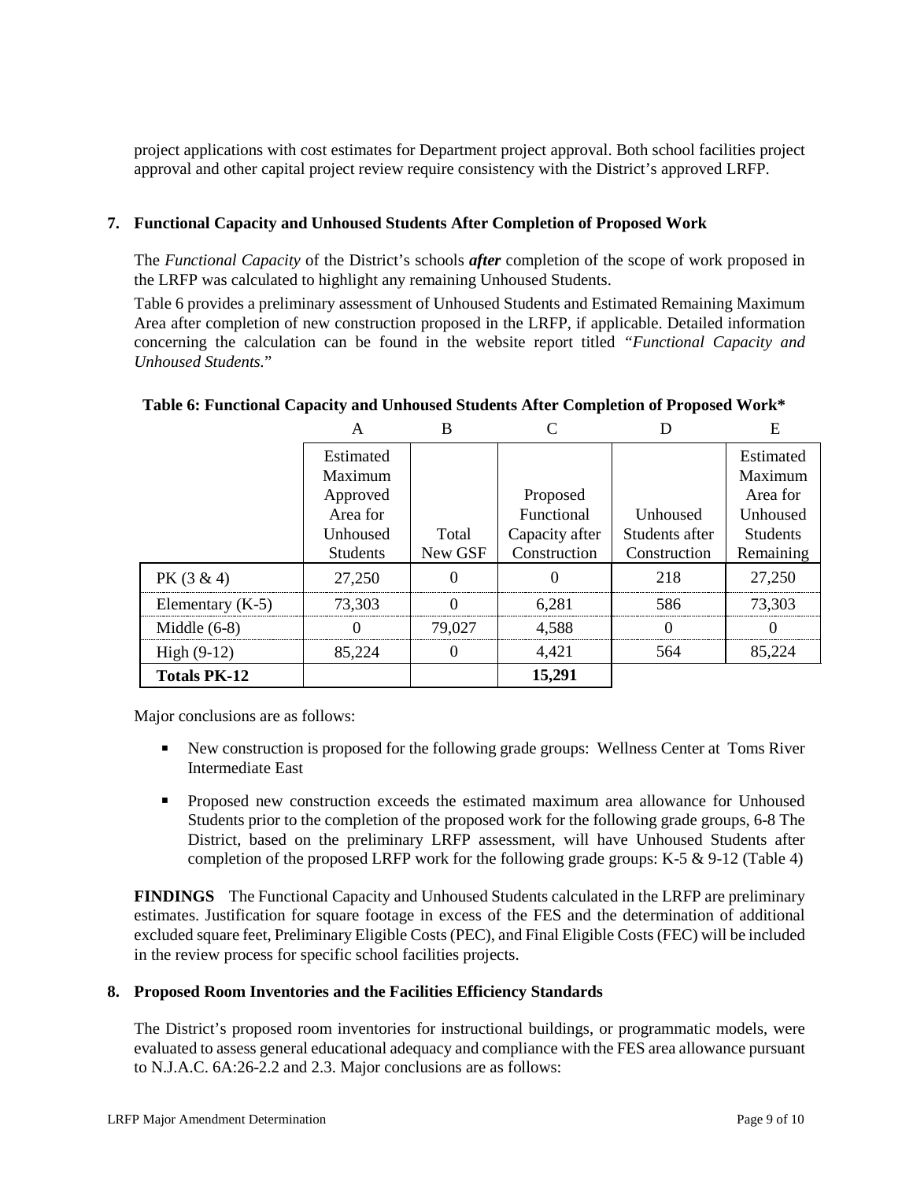project applications with cost estimates for Department project approval. Both school facilities project approval and other capital project review require consistency with the District's approved LRFP.

## 7. Functional Capacity and Unhoused Students After Completion of Proposed Work

The *Functional Capacity* of the District's schools ***after*** completion of the scope of work proposed in the LRFP was calculated to highlight any remaining Unhoused Students.

Table 6 provides a preliminary assessment of Unhoused Students and Estimated Remaining Maximum Area after completion of new construction proposed in the LRFP, if applicable. Detailed information concerning the calculation can be found in the website report titled "*Functional Capacity and Unhoused Students.*"

**Table 6: Functional Capacity and Unhoused Students After Completion of Proposed Work***

| | A | B | C | D | E |
|---|---|---|---|---|---|
| | Estimated Maximum Approved Area for Unhoused Students | Total New GSF | Proposed Functional Capacity after Construction | Unhoused Students after Construction | Estimated Maximum Area for Unhoused Students Remaining |
| PK (3 & 4) | 27,250 | 0 | 0 | 218 | 27,250 |
| Elementary (K-5) | 73,303 | 0 | 6,281 | 586 | 73,303 |
| Middle (6-8) | 0 | 79,027 | 4,588 | 0 | 0 |
| High (9-12) | 85,224 | 0 | 4,421 | 564 | 85,224 |
| **Totals PK-12** | | | **15,291** | | |

Major conclusions are as follows:

- New construction is proposed for the following grade groups: Wellness Center at Toms River Intermediate East
- Proposed new construction exceeds the estimated maximum area allowance for Unhoused Students prior to the completion of the proposed work for the following grade groups, 6-8 The District, based on the preliminary LRFP assessment, will have Unhoused Students after completion of the proposed LRFP work for the following grade groups: K-5 & 9-12 (Table 4)

**FINDINGS** The Functional Capacity and Unhoused Students calculated in the LRFP are preliminary estimates. Justification for square footage in excess of the FES and the determination of additional excluded square feet, Preliminary Eligible Costs (PEC), and Final Eligible Costs (FEC) will be included in the review process for specific school facilities projects.

## 8. Proposed Room Inventories and the Facilities Efficiency Standards

The District's proposed room inventories for instructional buildings, or programmatic models, were evaluated to assess general educational adequacy and compliance with the FES area allowance pursuant to N.J.A.C. 6A:26-2.2 and 2.3. Major conclusions are as follows: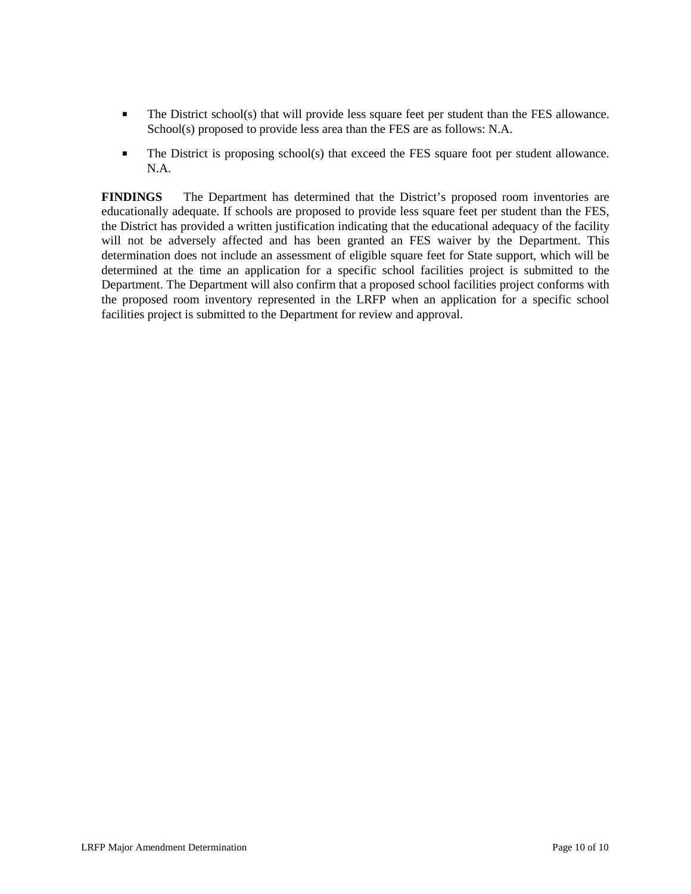- The District school(s) that will provide less square feet per student than the FES allowance. School(s) proposed to provide less area than the FES are as follows: N.A.
- The District is proposing school(s) that exceed the FES square foot per student allowance. N.A.

**FINDINGS** The Department has determined that the District's proposed room inventories are educationally adequate. If schools are proposed to provide less square feet per student than the FES, the District has provided a written justification indicating that the educational adequacy of the facility will not be adversely affected and has been granted an FES waiver by the Department. This determination does not include an assessment of eligible square feet for State support, which will be determined at the time an application for a specific school facilities project is submitted to the Department. The Department will also confirm that a proposed school facilities project conforms with the proposed room inventory represented in the LRFP when an application for a specific school facilities project is submitted to the Department for review and approval.